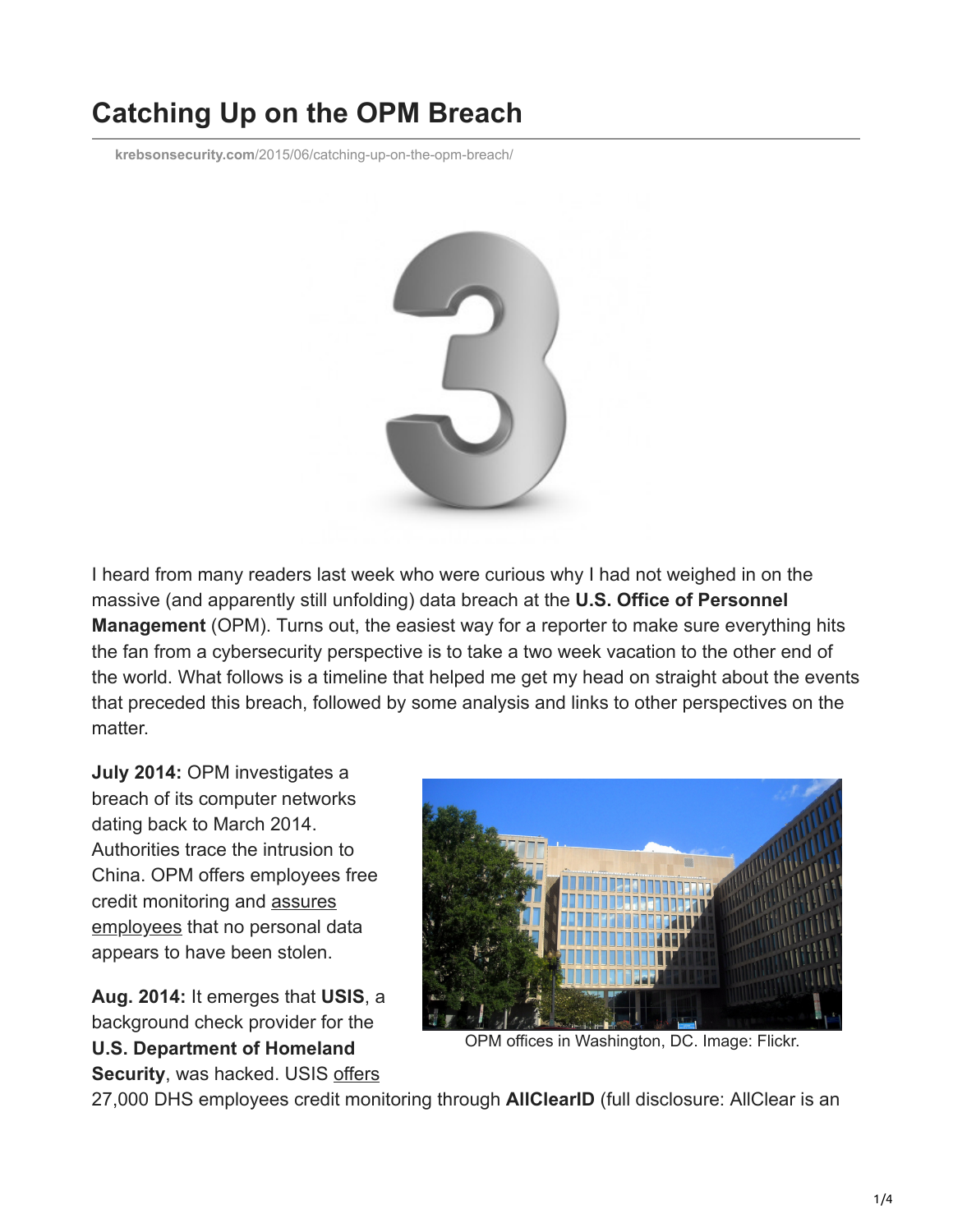# Catching Up on the OPM Breach

krebsonsecurity.com/2015/06/catching-up-on-the-opm-breach/

I heard from many readers last week who were curious why I had not weighed in on the massive (and apparently still unfolding) data breach at the **U.S. Office of Personnel Management** (OPM). Turns out, the easiest way for a reporter to make sure everything hits the fan from a cybersecurity perspective is to take a two week vacation to the other end of the world. What follows is a timeline that helped me get my head on straight about the events that preceded this breach, followed by some analysis and links to other perspectives on the matter.

**July 2014:** OPM investigates a breach of its computer networks dating back to March 2014. Authorities trace the intrusion to China. OPM offers employees free credit monitoring and assures employees that no personal data appears to have been stolen.

OPM offices in Washington, DC. Image: Flickr.

**Aug. 2014:** It emerges that **USIS**, a background check provider for the **U.S. Department of Homeland Security**, was hacked. USIS offers 27,000 DHS employees credit monitoring through **AllClearID** (full disclosure: AllClear is an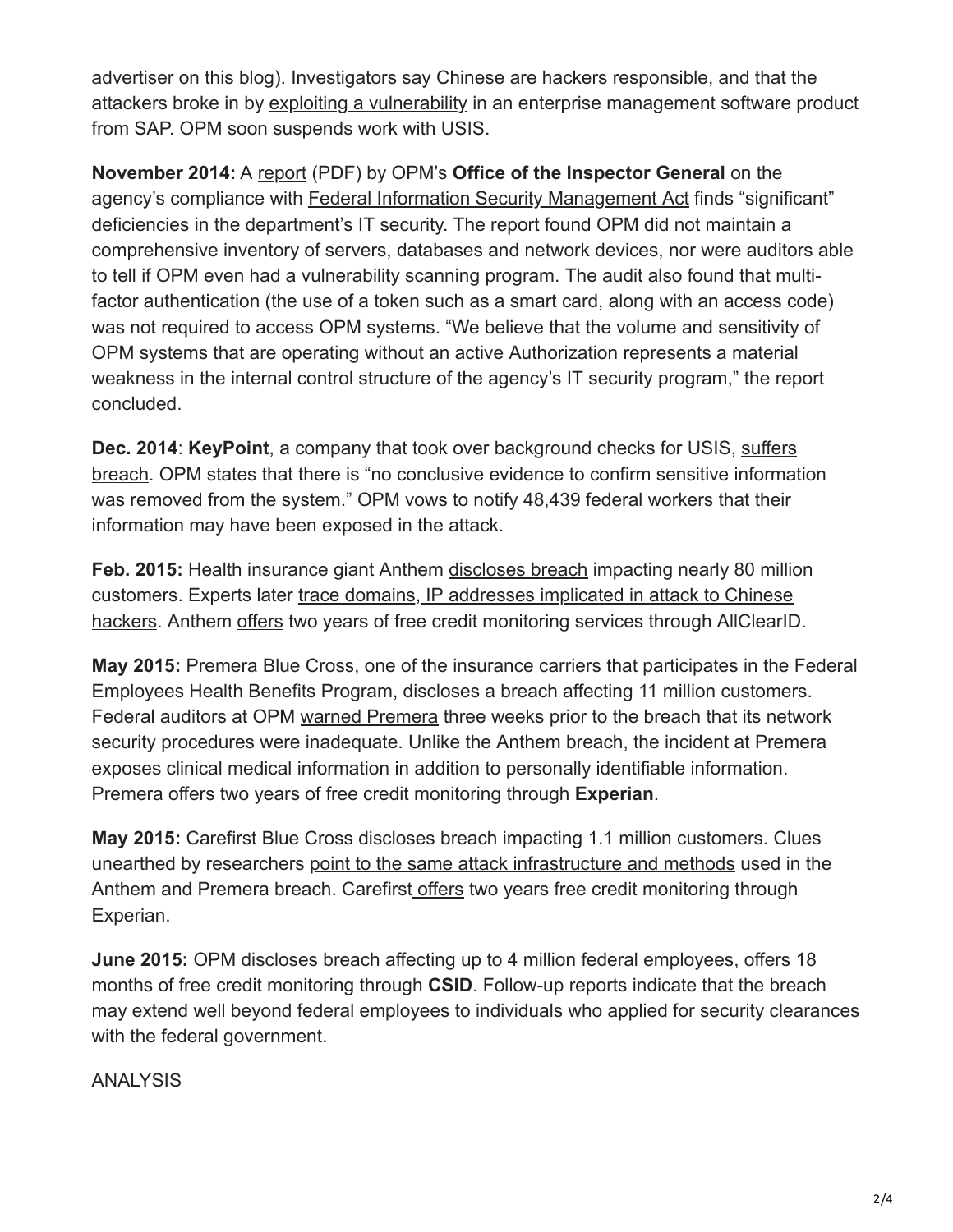advertiser on this blog). Investigators say Chinese are hackers responsible, and that the attackers broke in by exploiting a vulnerability in an enterprise management software product from SAP. OPM soon suspends work with USIS.

**November 2014:** A report (PDF) by OPM's **Office of the Inspector General** on the agency's compliance with Federal Information Security Management Act finds "significant" deficiencies in the department's IT security. The report found OPM did not maintain a comprehensive inventory of servers, databases and network devices, nor were auditors able to tell if OPM even had a vulnerability scanning program. The audit also found that multi-factor authentication (the use of a token such as a smart card, along with an access code) was not required to access OPM systems. "We believe that the volume and sensitivity of OPM systems that are operating without an active Authorization represents a material weakness in the internal control structure of the agency's IT security program," the report concluded.

**Dec. 2014**: **KeyPoint**, a company that took over background checks for USIS, suffers breach. OPM states that there is "no conclusive evidence to confirm sensitive information was removed from the system." OPM vows to notify 48,439 federal workers that their information may have been exposed in the attack.

**Feb. 2015:** Health insurance giant Anthem discloses breach impacting nearly 80 million customers. Experts later trace domains, IP addresses implicated in attack to Chinese hackers. Anthem offers two years of free credit monitoring services through AllClearID.

**May 2015:** Premera Blue Cross, one of the insurance carriers that participates in the Federal Employees Health Benefits Program, discloses a breach affecting 11 million customers. Federal auditors at OPM warned Premera three weeks prior to the breach that its network security procedures were inadequate. Unlike the Anthem breach, the incident at Premera exposes clinical medical information in addition to personally identifiable information. Premera offers two years of free credit monitoring through **Experian**.

**May 2015:** Carefirst Blue Cross discloses breach impacting 1.1 million customers. Clues unearthed by researchers point to the same attack infrastructure and methods used in the Anthem and Premera breach. Carefirst offers two years free credit monitoring through Experian.

**June 2015:** OPM discloses breach affecting up to 4 million federal employees, offers 18 months of free credit monitoring through **CSID**. Follow-up reports indicate that the breach may extend well beyond federal employees to individuals who applied for security clearances with the federal government.

ANALYSIS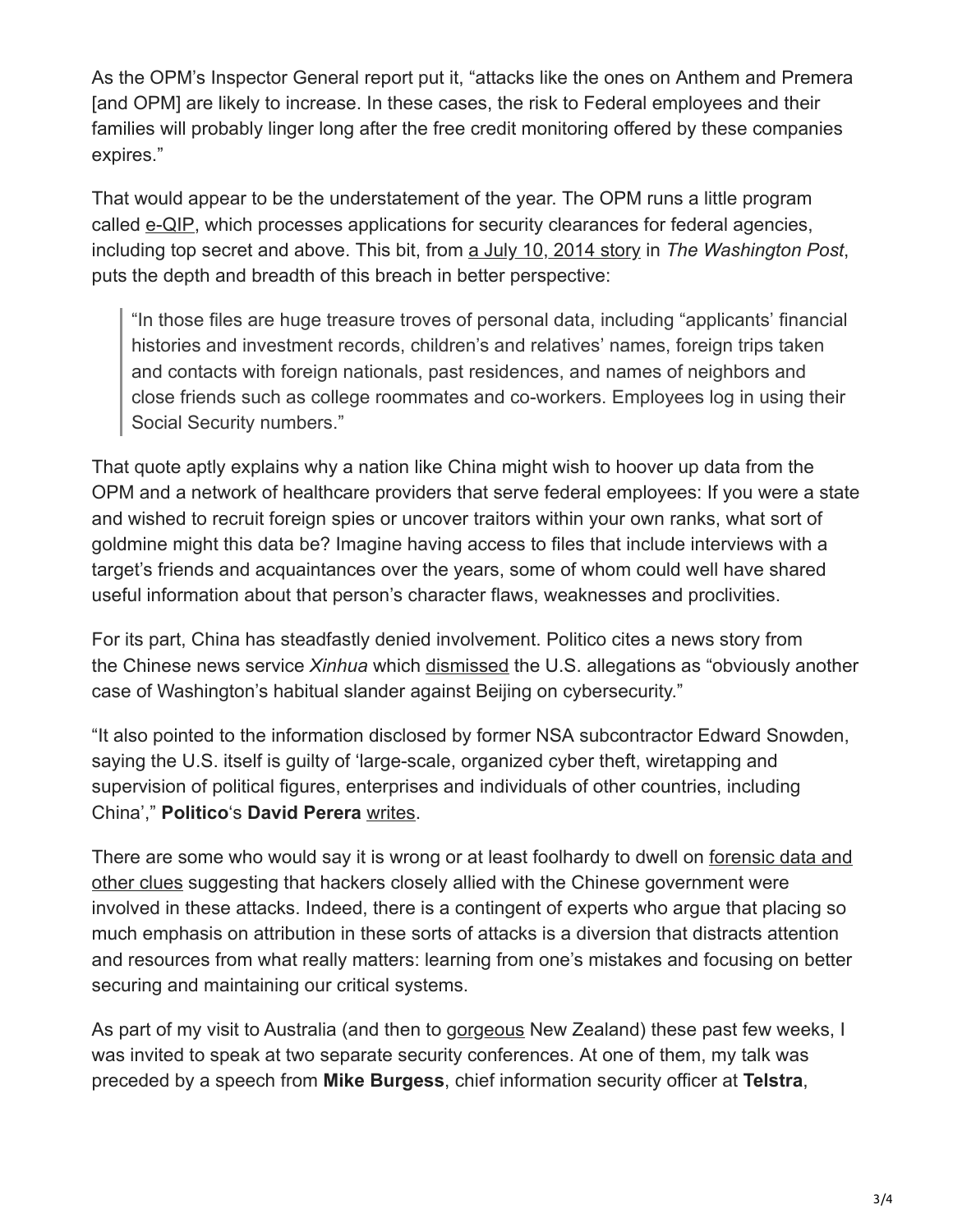As the OPM's Inspector General report put it, "attacks like the ones on Anthem and Premera [and OPM] are likely to increase. In these cases, the risk to Federal employees and their families will probably linger long after the free credit monitoring offered by these companies expires."

That would appear to be the understatement of the year. The OPM runs a little program called e-QIP, which processes applications for security clearances for federal agencies, including top secret and above. This bit, from a July 10, 2014 story in *The Washington Post*, puts the depth and breadth of this breach in better perspective:

> "In those files are huge treasure troves of personal data, including "applicants' financial histories and investment records, children's and relatives' names, foreign trips taken and contacts with foreign nationals, past residences, and names of neighbors and close friends such as college roommates and co-workers. Employees log in using their Social Security numbers."

That quote aptly explains why a nation like China might wish to hoover up data from the OPM and a network of healthcare providers that serve federal employees: If you were a state and wished to recruit foreign spies or uncover traitors within your own ranks, what sort of goldmine might this data be? Imagine having access to files that include interviews with a target's friends and acquaintances over the years, some of whom could well have shared useful information about that person's character flaws, weaknesses and proclivities.

For its part, China has steadfastly denied involvement. Politico cites a news story from the Chinese news service *Xinhua* which dismissed the U.S. allegations as "obviously another case of Washington's habitual slander against Beijing on cybersecurity."

"It also pointed to the information disclosed by former NSA subcontractor Edward Snowden, saying the U.S. itself is guilty of 'large-scale, organized cyber theft, wiretapping and supervision of political figures, enterprises and individuals of other countries, including China'," **Politico**'s **David Perera** writes.

There are some who would say it is wrong or at least foolhardy to dwell on forensic data and other clues suggesting that hackers closely allied with the Chinese government were involved in these attacks. Indeed, there is a contingent of experts who argue that placing so much emphasis on attribution in these sorts of attacks is a diversion that distracts attention and resources from what really matters: learning from one's mistakes and focusing on better securing and maintaining our critical systems.

As part of my visit to Australia (and then to gorgeous New Zealand) these past few weeks, I was invited to speak at two separate security conferences. At one of them, my talk was preceded by a speech from **Mike Burgess**, chief information security officer at **Telstra**,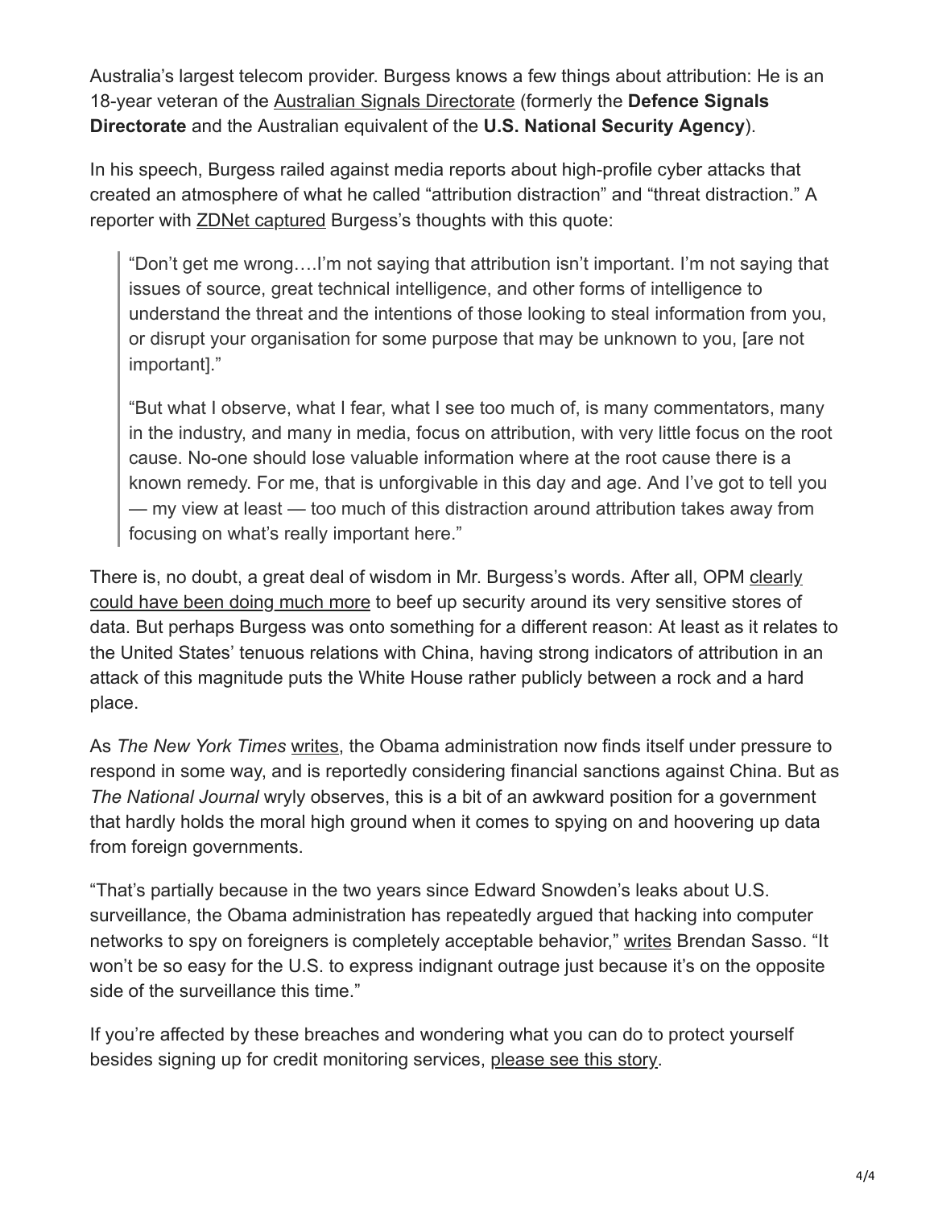Australia's largest telecom provider. Burgess knows a few things about attribution: He is an 18-year veteran of the Australian Signals Directorate (formerly the **Defence Signals Directorate** and the Australian equivalent of the **U.S. National Security Agency**).

In his speech, Burgess railed against media reports about high-profile cyber attacks that created an atmosphere of what he called "attribution distraction" and "threat distraction." A reporter with ZDNet captured Burgess's thoughts with this quote:

> "Don't get me wrong….I'm not saying that attribution isn't important. I'm not saying that issues of source, great technical intelligence, and other forms of intelligence to understand the threat and the intentions of those looking to steal information from you, or disrupt your organisation for some purpose that may be unknown to you, [are not important]."
>
> "But what I observe, what I fear, what I see too much of, is many commentators, many in the industry, and many in media, focus on attribution, with very little focus on the root cause. No-one should lose valuable information where at the root cause there is a known remedy. For me, that is unforgivable in this day and age. And I've got to tell you — my view at least — too much of this distraction around attribution takes away from focusing on what's really important here."

There is, no doubt, a great deal of wisdom in Mr. Burgess's words. After all, OPM clearly could have been doing much more to beef up security around its very sensitive stores of data. But perhaps Burgess was onto something for a different reason: At least as it relates to the United States' tenuous relations with China, having strong indicators of attribution in an attack of this magnitude puts the White House rather publicly between a rock and a hard place.

As *The New York Times* writes, the Obama administration now finds itself under pressure to respond in some way, and is reportedly considering financial sanctions against China. But as *The National Journal* wryly observes, this is a bit of an awkward position for a government that hardly holds the moral high ground when it comes to spying on and hoovering up data from foreign governments.

"That's partially because in the two years since Edward Snowden's leaks about U.S. surveillance, the Obama administration has repeatedly argued that hacking into computer networks to spy on foreigners is completely acceptable behavior," writes Brendan Sasso. "It won't be so easy for the U.S. to express indignant outrage just because it's on the opposite side of the surveillance this time."

If you're affected by these breaches and wondering what you can do to protect yourself besides signing up for credit monitoring services, please see this story.